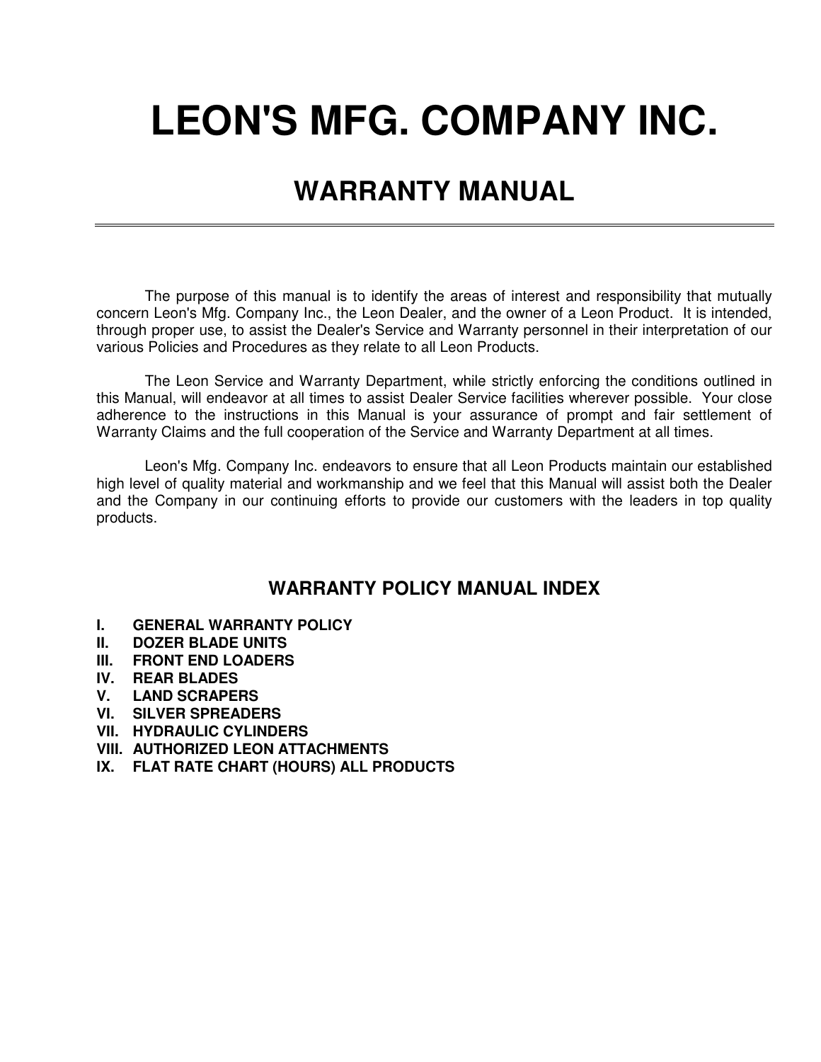# LEON'S MFG. COMPANY INC.

## WARRANTY MANUAL

---

The purpose of this manual is to identify the areas of interest and responsibility that mutually concern Leon's Mfg. Company Inc., the Leon Dealer, and the owner of a Leon Product. It is intended, through proper use, to assist the Dealer's Service and Warranty personnel in their interpretation of our various Policies and Procedures as they relate to all Leon Products.

The Leon Service and Warranty Department, while strictly enforcing the conditions outlined in this Manual, will endeavor at all times to assist Dealer Service facilities wherever possible. Your close adherence to the instructions in this Manual is your assurance of prompt and fair settlement of Warranty Claims and the full cooperation of the Service and Warranty Department at all times.

Leon's Mfg. Company Inc. endeavors to ensure that all Leon Products maintain our established high level of quality material and workmanship and we feel that this Manual will assist both the Dealer and the Company in our continuing efforts to provide our customers with the leaders in top quality products.

### WARRANTY POLICY MANUAL INDEX

**I. GENERAL WARRANTY POLICY**
**II. DOZER BLADE UNITS**
**III. FRONT END LOADERS**
**IV. REAR BLADES**
**V. LAND SCRAPERS**
**VI. SILVER SPREADERS**
**VII. HYDRAULIC CYLINDERS**
**VIII. AUTHORIZED LEON ATTACHMENTS**
**IX. FLAT RATE CHART (HOURS) ALL PRODUCTS**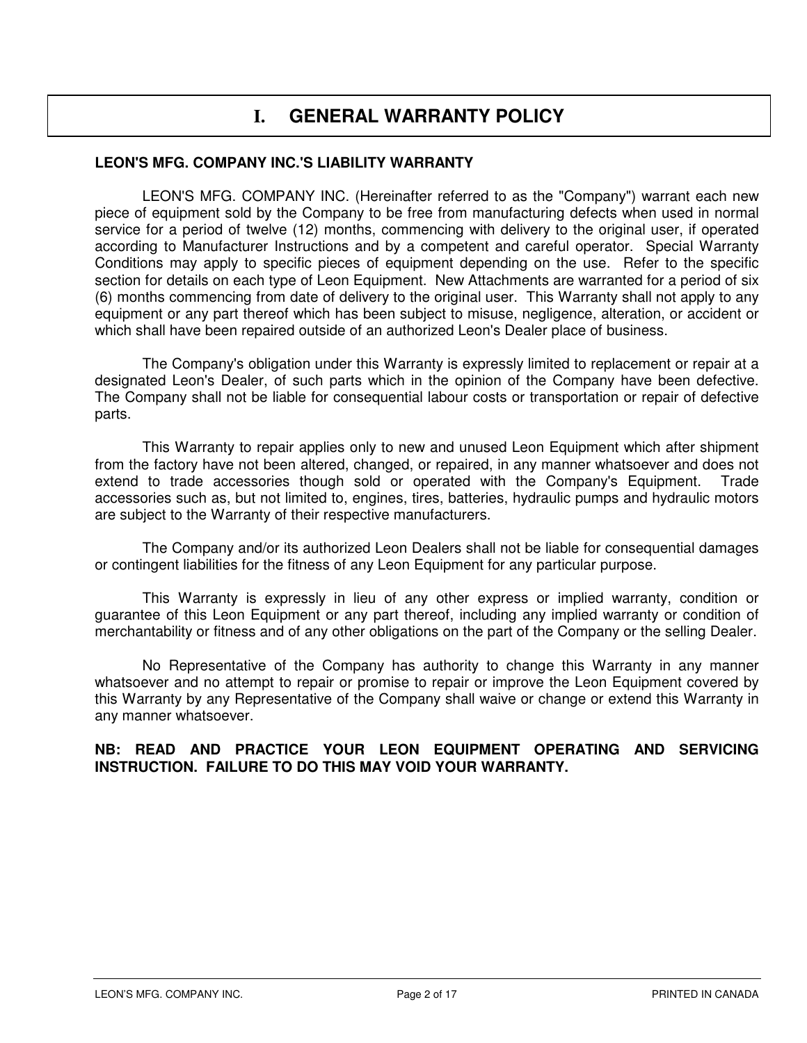# I. GENERAL WARRANTY POLICY

**LEON'S MFG. COMPANY INC.'S LIABILITY WARRANTY**

LEON'S MFG. COMPANY INC. (Hereinafter referred to as the "Company") warrant each new piece of equipment sold by the Company to be free from manufacturing defects when used in normal service for a period of twelve (12) months, commencing with delivery to the original user, if operated according to Manufacturer Instructions and by a competent and careful operator. Special Warranty Conditions may apply to specific pieces of equipment depending on the use. Refer to the specific section for details on each type of Leon Equipment. New Attachments are warranted for a period of six (6) months commencing from date of delivery to the original user. This Warranty shall not apply to any equipment or any part thereof which has been subject to misuse, negligence, alteration, or accident or which shall have been repaired outside of an authorized Leon's Dealer place of business.

The Company's obligation under this Warranty is expressly limited to replacement or repair at a designated Leon's Dealer, of such parts which in the opinion of the Company have been defective. The Company shall not be liable for consequential labour costs or transportation or repair of defective parts.

This Warranty to repair applies only to new and unused Leon Equipment which after shipment from the factory have not been altered, changed, or repaired, in any manner whatsoever and does not extend to trade accessories though sold or operated with the Company's Equipment. Trade accessories such as, but not limited to, engines, tires, batteries, hydraulic pumps and hydraulic motors are subject to the Warranty of their respective manufacturers.

The Company and/or its authorized Leon Dealers shall not be liable for consequential damages or contingent liabilities for the fitness of any Leon Equipment for any particular purpose.

This Warranty is expressly in lieu of any other express or implied warranty, condition or guarantee of this Leon Equipment or any part thereof, including any implied warranty or condition of merchantability or fitness and of any other obligations on the part of the Company or the selling Dealer.

No Representative of the Company has authority to change this Warranty in any manner whatsoever and no attempt to repair or promise to repair or improve the Leon Equipment covered by this Warranty by any Representative of the Company shall waive or change or extend this Warranty in any manner whatsoever.

**NB: READ AND PRACTICE YOUR LEON EQUIPMENT OPERATING AND SERVICING INSTRUCTION. FAILURE TO DO THIS MAY VOID YOUR WARRANTY.**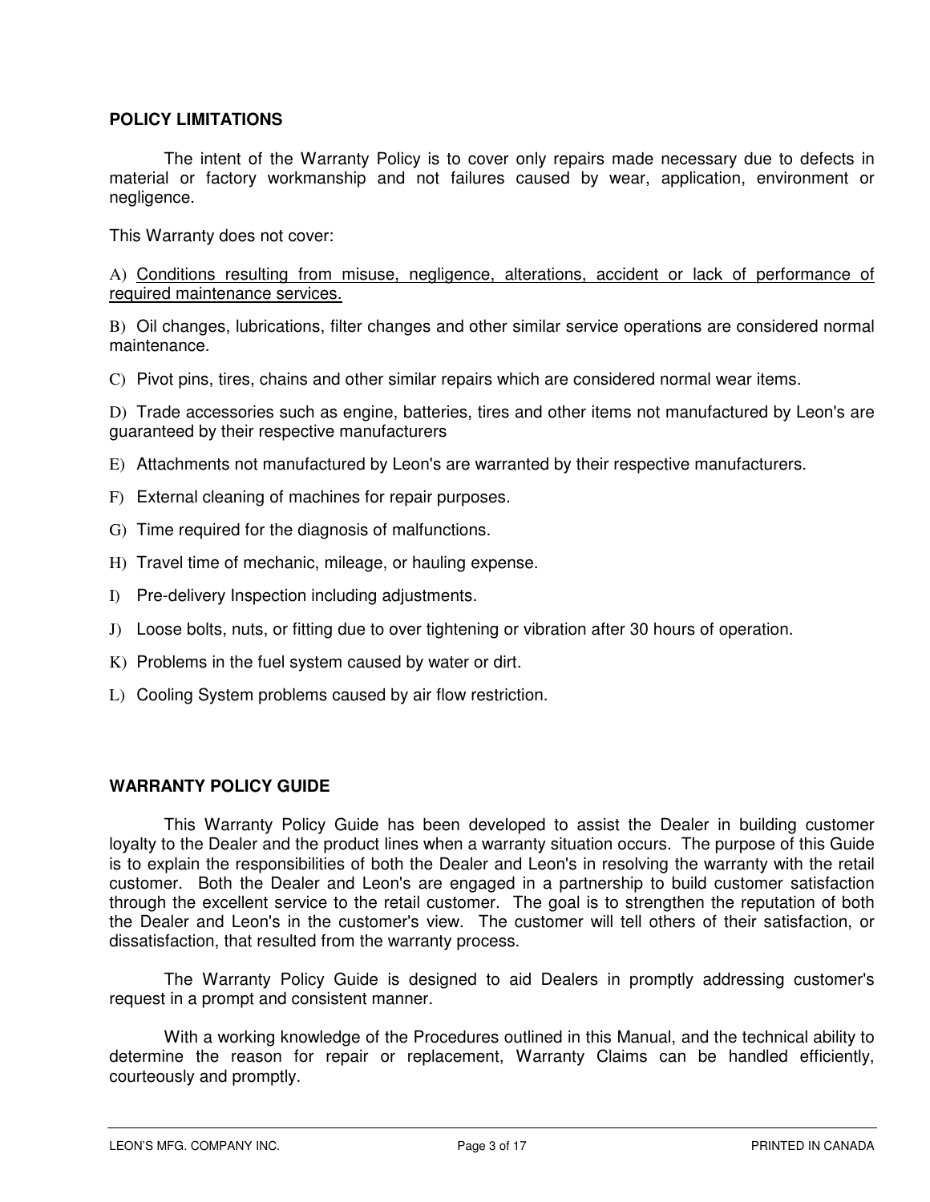## POLICY LIMITATIONS

The intent of the Warranty Policy is to cover only repairs made necessary due to defects in material or factory workmanship and not failures caused by wear, application, environment or negligence.

This Warranty does not cover:

A) <u>Conditions resulting from misuse, negligence, alterations, accident or lack of performance of required maintenance services.</u>

B) Oil changes, lubrications, filter changes and other similar service operations are considered normal maintenance.

C) Pivot pins, tires, chains and other similar repairs which are considered normal wear items.

D) Trade accessories such as engine, batteries, tires and other items not manufactured by Leon's are guaranteed by their respective manufacturers

E) Attachments not manufactured by Leon's are warranted by their respective manufacturers.

F) External cleaning of machines for repair purposes.

G) Time required for the diagnosis of malfunctions.

H) Travel time of mechanic, mileage, or hauling expense.

I) Pre-delivery Inspection including adjustments.

J) Loose bolts, nuts, or fitting due to over tightening or vibration after 30 hours of operation.

K) Problems in the fuel system caused by water or dirt.

L) Cooling System problems caused by air flow restriction.

## WARRANTY POLICY GUIDE

This Warranty Policy Guide has been developed to assist the Dealer in building customer loyalty to the Dealer and the product lines when a warranty situation occurs. The purpose of this Guide is to explain the responsibilities of both the Dealer and Leon's in resolving the warranty with the retail customer. Both the Dealer and Leon's are engaged in a partnership to build customer satisfaction through the excellent service to the retail customer. The goal is to strengthen the reputation of both the Dealer and Leon's in the customer's view. The customer will tell others of their satisfaction, or dissatisfaction, that resulted from the warranty process.

The Warranty Policy Guide is designed to aid Dealers in promptly addressing customer's request in a prompt and consistent manner.

With a working knowledge of the Procedures outlined in this Manual, and the technical ability to determine the reason for repair or replacement, Warranty Claims can be handled efficiently, courteously and promptly.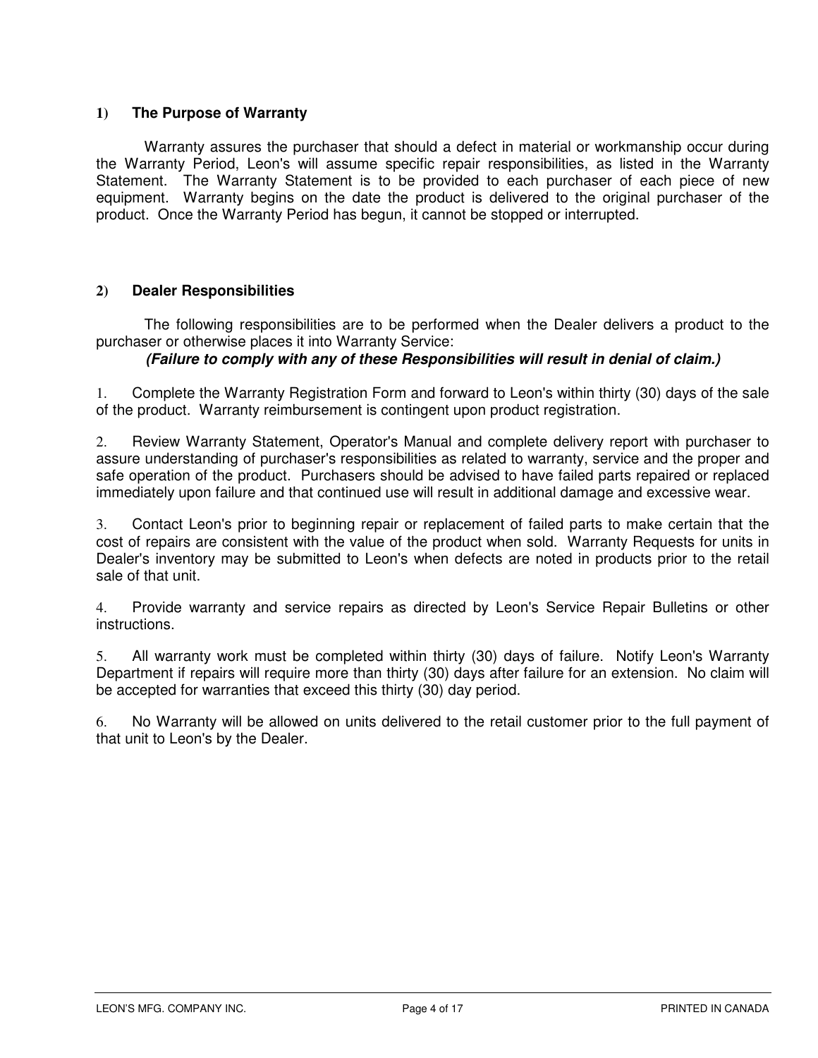## 1) The Purpose of Warranty

Warranty assures the purchaser that should a defect in material or workmanship occur during the Warranty Period, Leon's will assume specific repair responsibilities, as listed in the Warranty Statement. The Warranty Statement is to be provided to each purchaser of each piece of new equipment. Warranty begins on the date the product is delivered to the original purchaser of the product. Once the Warranty Period has begun, it cannot be stopped or interrupted.

## 2) Dealer Responsibilities

The following responsibilities are to be performed when the Dealer delivers a product to the purchaser or otherwise places it into Warranty Service:

***(Failure to comply with any of these Responsibilities will result in denial of claim.)***

1. Complete the Warranty Registration Form and forward to Leon's within thirty (30) days of the sale of the product. Warranty reimbursement is contingent upon product registration.

2. Review Warranty Statement, Operator's Manual and complete delivery report with purchaser to assure understanding of purchaser's responsibilities as related to warranty, service and the proper and safe operation of the product. Purchasers should be advised to have failed parts repaired or replaced immediately upon failure and that continued use will result in additional damage and excessive wear.

3. Contact Leon's prior to beginning repair or replacement of failed parts to make certain that the cost of repairs are consistent with the value of the product when sold. Warranty Requests for units in Dealer's inventory may be submitted to Leon's when defects are noted in products prior to the retail sale of that unit.

4. Provide warranty and service repairs as directed by Leon's Service Repair Bulletins or other instructions.

5. All warranty work must be completed within thirty (30) days of failure. Notify Leon's Warranty Department if repairs will require more than thirty (30) days after failure for an extension. No claim will be accepted for warranties that exceed this thirty (30) day period.

6. No Warranty will be allowed on units delivered to the retail customer prior to the full payment of that unit to Leon's by the Dealer.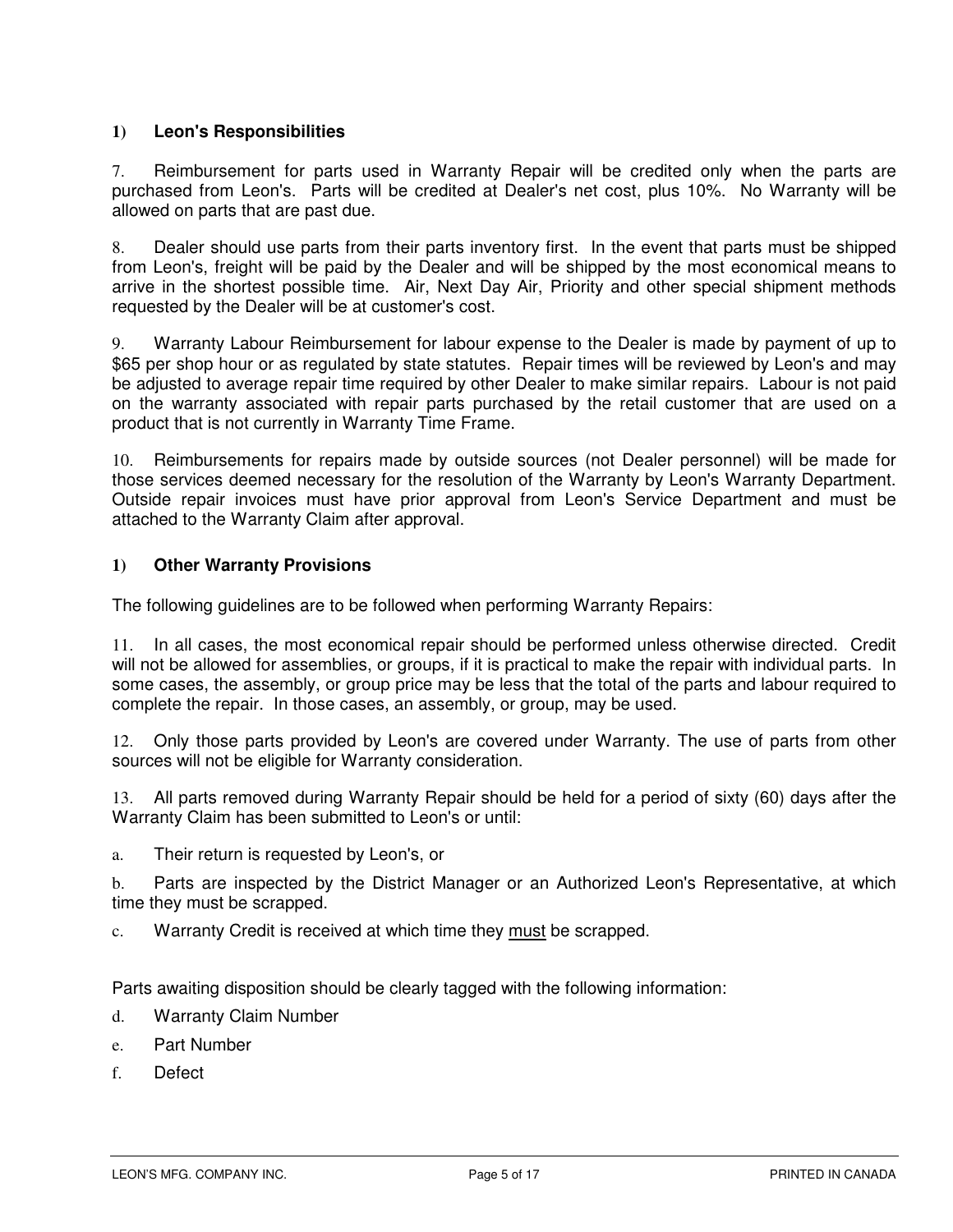### 1) Leon's Responsibilities

7. Reimbursement for parts used in Warranty Repair will be credited only when the parts are purchased from Leon's. Parts will be credited at Dealer's net cost, plus 10%. No Warranty will be allowed on parts that are past due.

8. Dealer should use parts from their parts inventory first. In the event that parts must be shipped from Leon's, freight will be paid by the Dealer and will be shipped by the most economical means to arrive in the shortest possible time. Air, Next Day Air, Priority and other special shipment methods requested by the Dealer will be at customer's cost.

9. Warranty Labour Reimbursement for labour expense to the Dealer is made by payment of up to $65 per shop hour or as regulated by state statutes. Repair times will be reviewed by Leon's and may be adjusted to average repair time required by other Dealer to make similar repairs. Labour is not paid on the warranty associated with repair parts purchased by the retail customer that are used on a product that is not currently in Warranty Time Frame.

10. Reimbursements for repairs made by outside sources (not Dealer personnel) will be made for those services deemed necessary for the resolution of the Warranty by Leon's Warranty Department. Outside repair invoices must have prior approval from Leon's Service Department and must be attached to the Warranty Claim after approval.

### 1) Other Warranty Provisions

The following guidelines are to be followed when performing Warranty Repairs:

11. In all cases, the most economical repair should be performed unless otherwise directed. Credit will not be allowed for assemblies, or groups, if it is practical to make the repair with individual parts. In some cases, the assembly, or group price may be less that the total of the parts and labour required to complete the repair. In those cases, an assembly, or group, may be used.

12. Only those parts provided by Leon's are covered under Warranty. The use of parts from other sources will not be eligible for Warranty consideration.

13. All parts removed during Warranty Repair should be held for a period of sixty (60) days after the Warranty Claim has been submitted to Leon's or until:

a. Their return is requested by Leon's, or

b. Parts are inspected by the District Manager or an Authorized Leon's Representative, at which time they must be scrapped.

c. Warranty Credit is received at which time they <u>must</u> be scrapped.

Parts awaiting disposition should be clearly tagged with the following information:

d. Warranty Claim Number

e. Part Number

f. Defect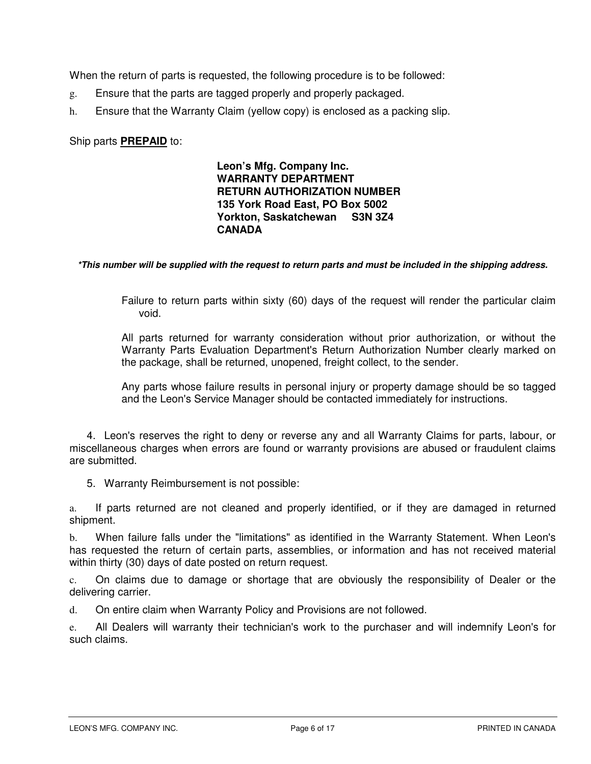When the return of parts is requested, the following procedure is to be followed:

g. Ensure that the parts are tagged properly and properly packaged.

h. Ensure that the Warranty Claim (yellow copy) is enclosed as a packing slip.

Ship parts **PREPAID** to:

> **Leon's Mfg. Company Inc.**
> **WARRANTY DEPARTMENT**
> **RETURN AUTHORIZATION NUMBER**
> **135 York Road East, PO Box 5002**
> **Yorkton, Saskatchewan S3N 3Z4**
> **CANADA**

***This number will be supplied with the request to return parts and must be included in the shipping address.***

Failure to return parts within sixty (60) days of the request will render the particular claim void.

All parts returned for warranty consideration without prior authorization, or without the Warranty Parts Evaluation Department's Return Authorization Number clearly marked on the package, shall be returned, unopened, freight collect, to the sender.

Any parts whose failure results in personal injury or property damage should be so tagged and the Leon's Service Manager should be contacted immediately for instructions.

4. Leon's reserves the right to deny or reverse any and all Warranty Claims for parts, labour, or miscellaneous charges when errors are found or warranty provisions are abused or fraudulent claims are submitted.

5. Warranty Reimbursement is not possible:

a. If parts returned are not cleaned and properly identified, or if they are damaged in returned shipment.

b. When failure falls under the "limitations" as identified in the Warranty Statement. When Leon's has requested the return of certain parts, assemblies, or information and has not received material within thirty (30) days of date posted on return request.

c. On claims due to damage or shortage that are obviously the responsibility of Dealer or the delivering carrier.

d. On entire claim when Warranty Policy and Provisions are not followed.

e. All Dealers will warranty their technician's work to the purchaser and will indemnify Leon's for such claims.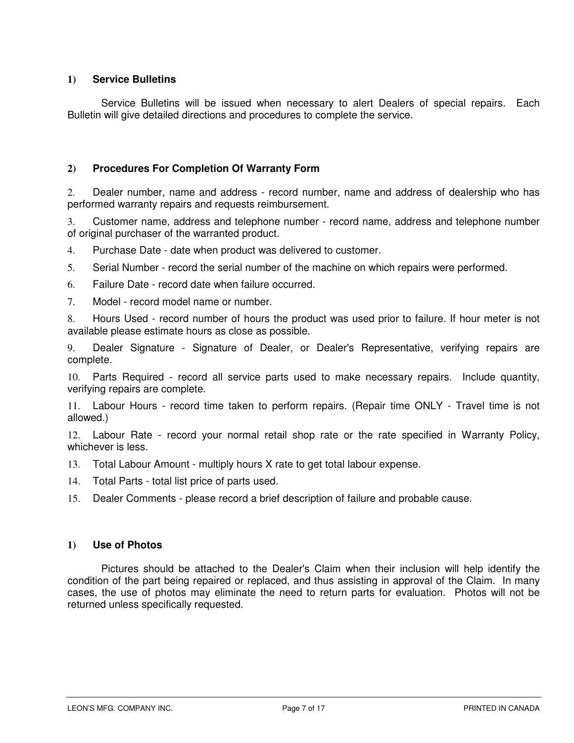## 1) Service Bulletins

Service Bulletins will be issued when necessary to alert Dealers of special repairs. Each Bulletin will give detailed directions and procedures to complete the service.

## 2) Procedures For Completion Of Warranty Form

2. Dealer number, name and address - record number, name and address of dealership who has performed warranty repairs and requests reimbursement.

3. Customer name, address and telephone number - record name, address and telephone number of original purchaser of the warranted product.

4. Purchase Date - date when product was delivered to customer.

5. Serial Number - record the serial number of the machine on which repairs were performed.

6. Failure Date - record date when failure occurred.

7. Model - record model name or number.

8. Hours Used - record number of hours the product was used prior to failure. If hour meter is not available please estimate hours as close as possible.

9. Dealer Signature - Signature of Dealer, or Dealer's Representative, verifying repairs are complete.

10. Parts Required - record all service parts used to make necessary repairs. Include quantity, verifying repairs are complete.

11. Labour Hours - record time taken to perform repairs. (Repair time ONLY - Travel time is not allowed.)

12. Labour Rate - record your normal retail shop rate or the rate specified in Warranty Policy, whichever is less.

13. Total Labour Amount - multiply hours X rate to get total labour expense.

14. Total Parts - total list price of parts used.

15. Dealer Comments - please record a brief description of failure and probable cause.

## 1) Use of Photos

Pictures should be attached to the Dealer's Claim when their inclusion will help identify the condition of the part being repaired or replaced, and thus assisting in approval of the Claim. In many cases, the use of photos may eliminate the need to return parts for evaluation. Photos will not be returned unless specifically requested.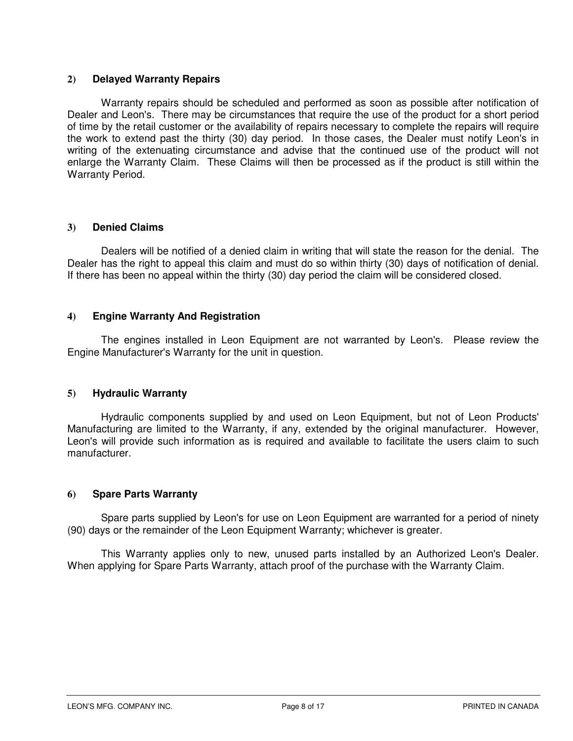## 2) Delayed Warranty Repairs

Warranty repairs should be scheduled and performed as soon as possible after notification of Dealer and Leon's. There may be circumstances that require the use of the product for a short period of time by the retail customer or the availability of repairs necessary to complete the repairs will require the work to extend past the thirty (30) day period. In those cases, the Dealer must notify Leon's in writing of the extenuating circumstance and advise that the continued use of the product will not enlarge the Warranty Claim. These Claims will then be processed as if the product is still within the Warranty Period.

## 3) Denied Claims

Dealers will be notified of a denied claim in writing that will state the reason for the denial. The Dealer has the right to appeal this claim and must do so within thirty (30) days of notification of denial. If there has been no appeal within the thirty (30) day period the claim will be considered closed.

## 4) Engine Warranty And Registration

The engines installed in Leon Equipment are not warranted by Leon's. Please review the Engine Manufacturer's Warranty for the unit in question.

## 5) Hydraulic Warranty

Hydraulic components supplied by and used on Leon Equipment, but not of Leon Products' Manufacturing are limited to the Warranty, if any, extended by the original manufacturer. However, Leon's will provide such information as is required and available to facilitate the users claim to such manufacturer.

## 6) Spare Parts Warranty

Spare parts supplied by Leon's for use on Leon Equipment are warranted for a period of ninety (90) days or the remainder of the Leon Equipment Warranty; whichever is greater.

This Warranty applies only to new, unused parts installed by an Authorized Leon's Dealer. When applying for Spare Parts Warranty, attach proof of the purchase with the Warranty Claim.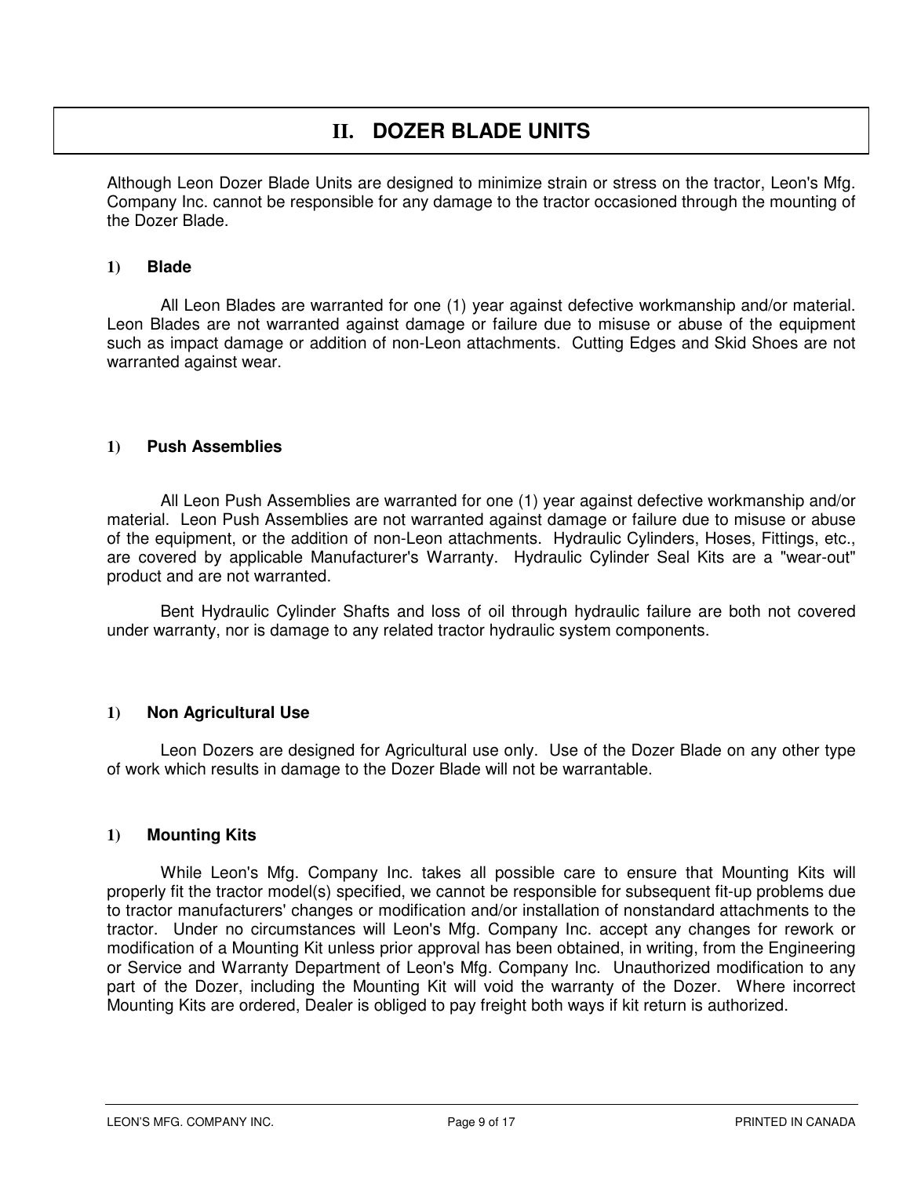# II. DOZER BLADE UNITS

Although Leon Dozer Blade Units are designed to minimize strain or stress on the tractor, Leon's Mfg. Company Inc. cannot be responsible for any damage to the tractor occasioned through the mounting of the Dozer Blade.

### 1) Blade

All Leon Blades are warranted for one (1) year against defective workmanship and/or material. Leon Blades are not warranted against damage or failure due to misuse or abuse of the equipment such as impact damage or addition of non-Leon attachments. Cutting Edges and Skid Shoes are not warranted against wear.

### 1) Push Assemblies

All Leon Push Assemblies are warranted for one (1) year against defective workmanship and/or material. Leon Push Assemblies are not warranted against damage or failure due to misuse or abuse of the equipment, or the addition of non-Leon attachments. Hydraulic Cylinders, Hoses, Fittings, etc., are covered by applicable Manufacturer's Warranty. Hydraulic Cylinder Seal Kits are a "wear-out" product and are not warranted.

Bent Hydraulic Cylinder Shafts and loss of oil through hydraulic failure are both not covered under warranty, nor is damage to any related tractor hydraulic system components.

### 1) Non Agricultural Use

Leon Dozers are designed for Agricultural use only. Use of the Dozer Blade on any other type of work which results in damage to the Dozer Blade will not be warrantable.

### 1) Mounting Kits

While Leon's Mfg. Company Inc. takes all possible care to ensure that Mounting Kits will properly fit the tractor model(s) specified, we cannot be responsible for subsequent fit-up problems due to tractor manufacturers' changes or modification and/or installation of nonstandard attachments to the tractor. Under no circumstances will Leon's Mfg. Company Inc. accept any changes for rework or modification of a Mounting Kit unless prior approval has been obtained, in writing, from the Engineering or Service and Warranty Department of Leon's Mfg. Company Inc. Unauthorized modification to any part of the Dozer, including the Mounting Kit will void the warranty of the Dozer. Where incorrect Mounting Kits are ordered, Dealer is obliged to pay freight both ways if kit return is authorized.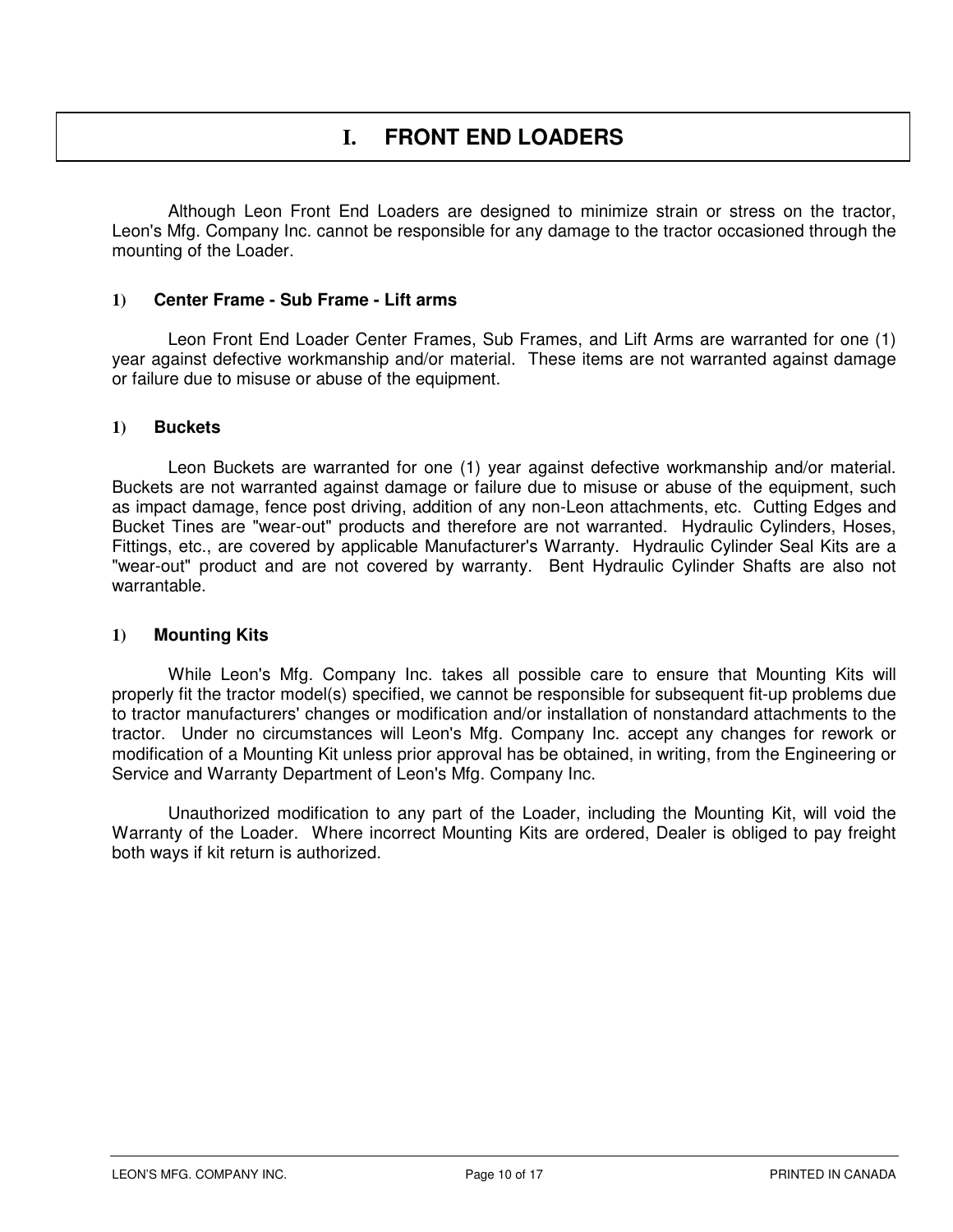# I. FRONT END LOADERS

Although Leon Front End Loaders are designed to minimize strain or stress on the tractor, Leon's Mfg. Company Inc. cannot be responsible for any damage to the tractor occasioned through the mounting of the Loader.

### 1) Center Frame - Sub Frame - Lift arms

Leon Front End Loader Center Frames, Sub Frames, and Lift Arms are warranted for one (1) year against defective workmanship and/or material. These items are not warranted against damage or failure due to misuse or abuse of the equipment.

### 1) Buckets

Leon Buckets are warranted for one (1) year against defective workmanship and/or material. Buckets are not warranted against damage or failure due to misuse or abuse of the equipment, such as impact damage, fence post driving, addition of any non-Leon attachments, etc. Cutting Edges and Bucket Tines are "wear-out" products and therefore are not warranted. Hydraulic Cylinders, Hoses, Fittings, etc., are covered by applicable Manufacturer's Warranty. Hydraulic Cylinder Seal Kits are a "wear-out" product and are not covered by warranty. Bent Hydraulic Cylinder Shafts are also not warrantable.

### 1) Mounting Kits

While Leon's Mfg. Company Inc. takes all possible care to ensure that Mounting Kits will properly fit the tractor model(s) specified, we cannot be responsible for subsequent fit-up problems due to tractor manufacturers' changes or modification and/or installation of nonstandard attachments to the tractor. Under no circumstances will Leon's Mfg. Company Inc. accept any changes for rework or modification of a Mounting Kit unless prior approval has be obtained, in writing, from the Engineering or Service and Warranty Department of Leon's Mfg. Company Inc.

Unauthorized modification to any part of the Loader, including the Mounting Kit, will void the Warranty of the Loader. Where incorrect Mounting Kits are ordered, Dealer is obliged to pay freight both ways if kit return is authorized.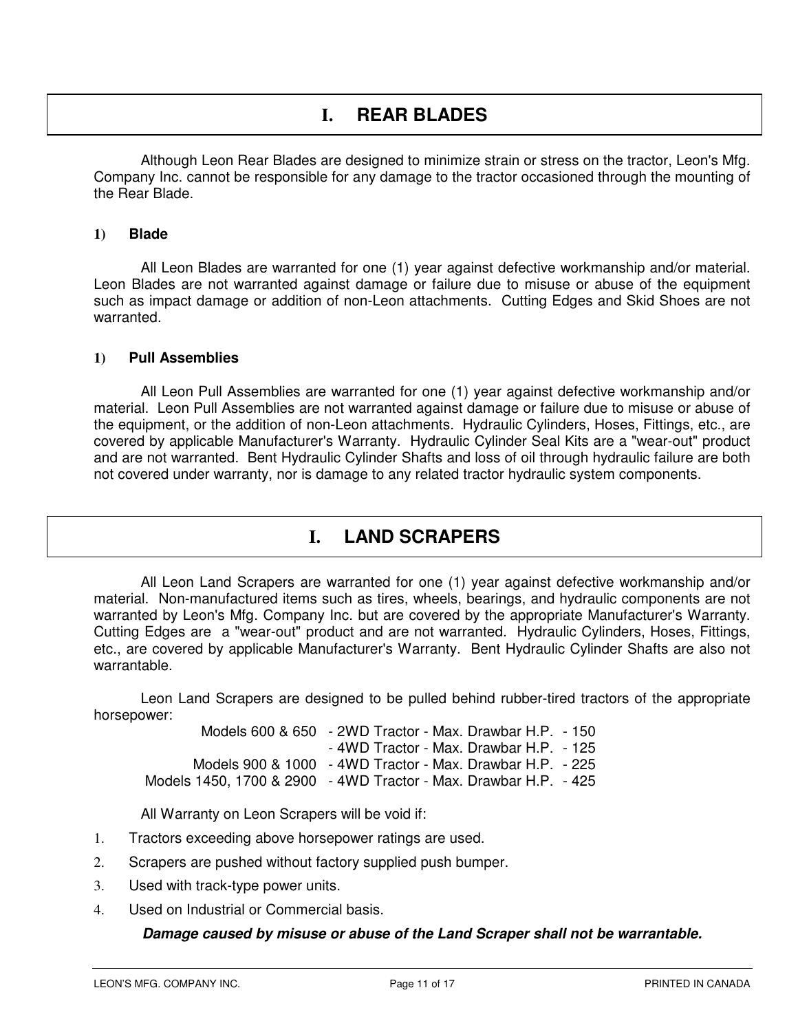# I. REAR BLADES

Although Leon Rear Blades are designed to minimize strain or stress on the tractor, Leon's Mfg. Company Inc. cannot be responsible for any damage to the tractor occasioned through the mounting of the Rear Blade.

### 1) Blade

All Leon Blades are warranted for one (1) year against defective workmanship and/or material. Leon Blades are not warranted against damage or failure due to misuse or abuse of the equipment such as impact damage or addition of non-Leon attachments. Cutting Edges and Skid Shoes are not warranted.

### 1) Pull Assemblies

All Leon Pull Assemblies are warranted for one (1) year against defective workmanship and/or material. Leon Pull Assemblies are not warranted against damage or failure due to misuse or abuse of the equipment, or the addition of non-Leon attachments. Hydraulic Cylinders, Hoses, Fittings, etc., are covered by applicable Manufacturer's Warranty. Hydraulic Cylinder Seal Kits are a "wear-out" product and are not warranted. Bent Hydraulic Cylinder Shafts and loss of oil through hydraulic failure are both not covered under warranty, nor is damage to any related tractor hydraulic system components.

# I. LAND SCRAPERS

All Leon Land Scrapers are warranted for one (1) year against defective workmanship and/or material. Non-manufactured items such as tires, wheels, bearings, and hydraulic components are not warranted by Leon's Mfg. Company Inc. but are covered by the appropriate Manufacturer's Warranty. Cutting Edges are a "wear-out" product and are not warranted. Hydraulic Cylinders, Hoses, Fittings, etc., are covered by applicable Manufacturer's Warranty. Bent Hydraulic Cylinder Shafts are also not warrantable.

Leon Land Scrapers are designed to be pulled behind rubber-tired tractors of the appropriate horsepower:

| | |
|---|---|
| Models 600 & 650 | - 2WD Tractor - Max. Drawbar H.P. - 150 |
| | - 4WD Tractor - Max. Drawbar H.P. - 125 |
| Models 900 & 1000 | - 4WD Tractor - Max. Drawbar H.P. - 225 |
| Models 1450, 1700 & 2900 | - 4WD Tractor - Max. Drawbar H.P. - 425 |

All Warranty on Leon Scrapers will be void if:

1. Tractors exceeding above horsepower ratings are used.
2. Scrapers are pushed without factory supplied push bumper.
3. Used with track-type power units.
4. Used on Industrial or Commercial basis.

***Damage caused by misuse or abuse of the Land Scraper shall not be warrantable.***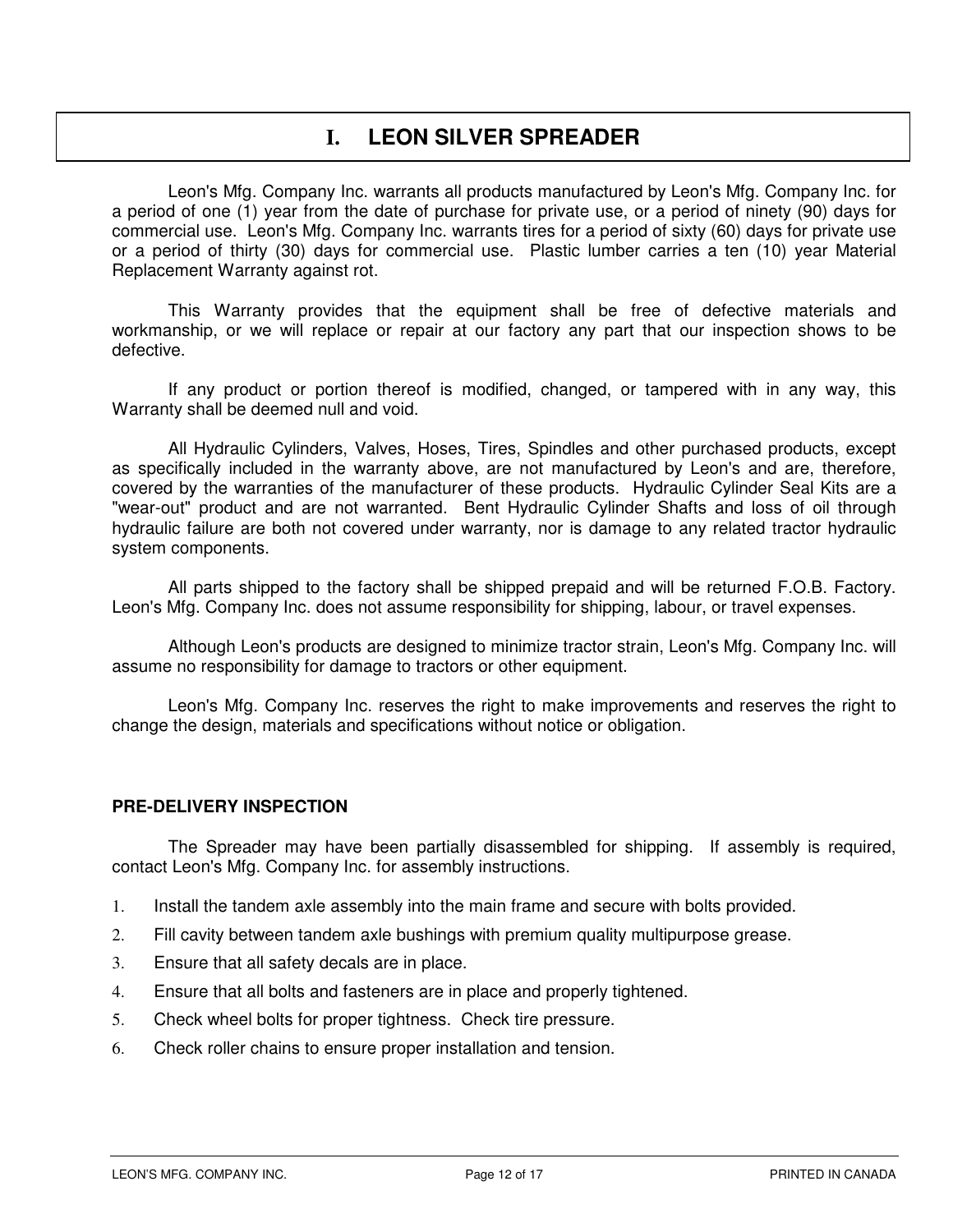# I. LEON SILVER SPREADER

Leon's Mfg. Company Inc. warrants all products manufactured by Leon's Mfg. Company Inc. for a period of one (1) year from the date of purchase for private use, or a period of ninety (90) days for commercial use. Leon's Mfg. Company Inc. warrants tires for a period of sixty (60) days for private use or a period of thirty (30) days for commercial use. Plastic lumber carries a ten (10) year Material Replacement Warranty against rot.

This Warranty provides that the equipment shall be free of defective materials and workmanship, or we will replace or repair at our factory any part that our inspection shows to be defective.

If any product or portion thereof is modified, changed, or tampered with in any way, this Warranty shall be deemed null and void.

All Hydraulic Cylinders, Valves, Hoses, Tires, Spindles and other purchased products, except as specifically included in the warranty above, are not manufactured by Leon's and are, therefore, covered by the warranties of the manufacturer of these products. Hydraulic Cylinder Seal Kits are a "wear-out" product and are not warranted. Bent Hydraulic Cylinder Shafts and loss of oil through hydraulic failure are both not covered under warranty, nor is damage to any related tractor hydraulic system components.

All parts shipped to the factory shall be shipped prepaid and will be returned F.O.B. Factory. Leon's Mfg. Company Inc. does not assume responsibility for shipping, labour, or travel expenses.

Although Leon's products are designed to minimize tractor strain, Leon's Mfg. Company Inc. will assume no responsibility for damage to tractors or other equipment.

Leon's Mfg. Company Inc. reserves the right to make improvements and reserves the right to change the design, materials and specifications without notice or obligation.

**PRE-DELIVERY INSPECTION**

The Spreader may have been partially disassembled for shipping. If assembly is required, contact Leon's Mfg. Company Inc. for assembly instructions.

1. Install the tandem axle assembly into the main frame and secure with bolts provided.
2. Fill cavity between tandem axle bushings with premium quality multipurpose grease.
3. Ensure that all safety decals are in place.
4. Ensure that all bolts and fasteners are in place and properly tightened.
5. Check wheel bolts for proper tightness. Check tire pressure.
6. Check roller chains to ensure proper installation and tension.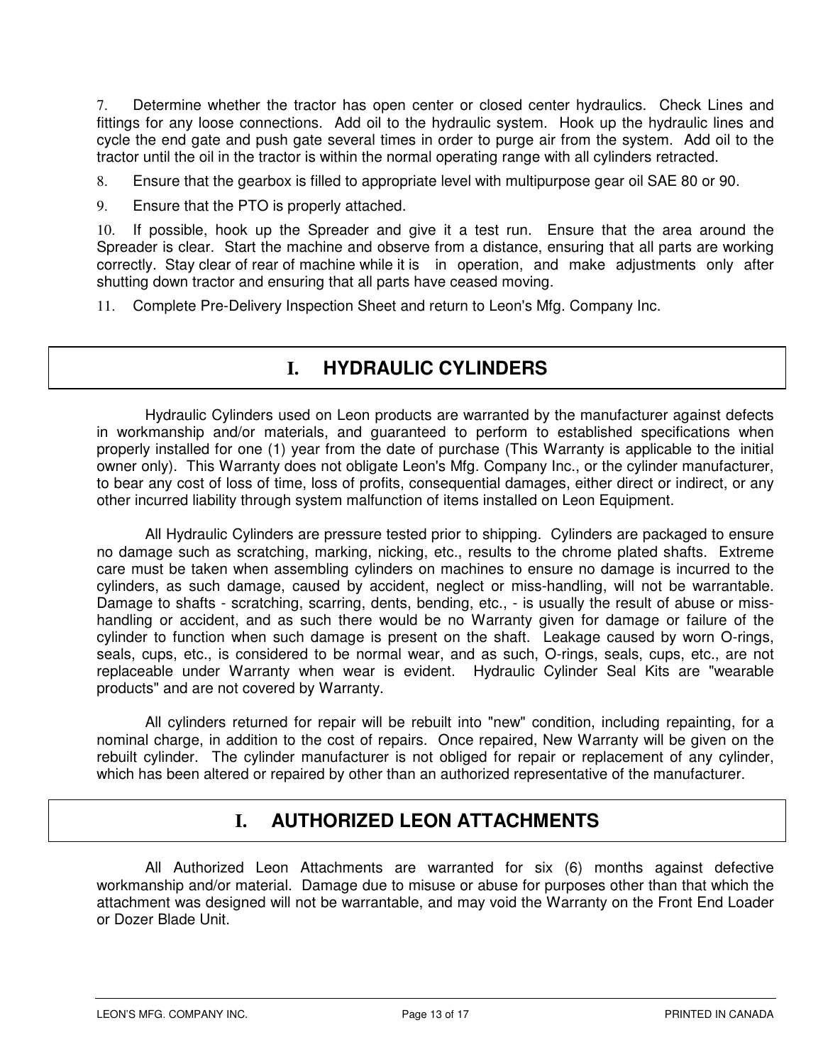7. Determine whether the tractor has open center or closed center hydraulics. Check Lines and fittings for any loose connections. Add oil to the hydraulic system. Hook up the hydraulic lines and cycle the end gate and push gate several times in order to purge air from the system. Add oil to the tractor until the oil in the tractor is within the normal operating range with all cylinders retracted.

8. Ensure that the gearbox is filled to appropriate level with multipurpose gear oil SAE 80 or 90.

9. Ensure that the PTO is properly attached.

10. If possible, hook up the Spreader and give it a test run. Ensure that the area around the Spreader is clear. Start the machine and observe from a distance, ensuring that all parts are working correctly. Stay clear of rear of machine while it is in operation, and make adjustments only after shutting down tractor and ensuring that all parts have ceased moving.

11. Complete Pre-Delivery Inspection Sheet and return to Leon's Mfg. Company Inc.

## I. HYDRAULIC CYLINDERS

Hydraulic Cylinders used on Leon products are warranted by the manufacturer against defects in workmanship and/or materials, and guaranteed to perform to established specifications when properly installed for one (1) year from the date of purchase (This Warranty is applicable to the initial owner only). This Warranty does not obligate Leon's Mfg. Company Inc., or the cylinder manufacturer, to bear any cost of loss of time, loss of profits, consequential damages, either direct or indirect, or any other incurred liability through system malfunction of items installed on Leon Equipment.

All Hydraulic Cylinders are pressure tested prior to shipping. Cylinders are packaged to ensure no damage such as scratching, marking, nicking, etc., results to the chrome plated shafts. Extreme care must be taken when assembling cylinders on machines to ensure no damage is incurred to the cylinders, as such damage, caused by accident, neglect or miss-handling, will not be warrantable. Damage to shafts - scratching, scarring, dents, bending, etc., - is usually the result of abuse or miss-handling or accident, and as such there would be no Warranty given for damage or failure of the cylinder to function when such damage is present on the shaft. Leakage caused by worn O-rings, seals, cups, etc., is considered to be normal wear, and as such, O-rings, seals, cups, etc., are not replaceable under Warranty when wear is evident. Hydraulic Cylinder Seal Kits are "wearable products" and are not covered by Warranty.

All cylinders returned for repair will be rebuilt into "new" condition, including repainting, for a nominal charge, in addition to the cost of repairs. Once repaired, New Warranty will be given on the rebuilt cylinder. The cylinder manufacturer is not obliged for repair or replacement of any cylinder, which has been altered or repaired by other than an authorized representative of the manufacturer.

## I. AUTHORIZED LEON ATTACHMENTS

All Authorized Leon Attachments are warranted for six (6) months against defective workmanship and/or material. Damage due to misuse or abuse for purposes other than that which the attachment was designed will not be warrantable, and may void the Warranty on the Front End Loader or Dozer Blade Unit.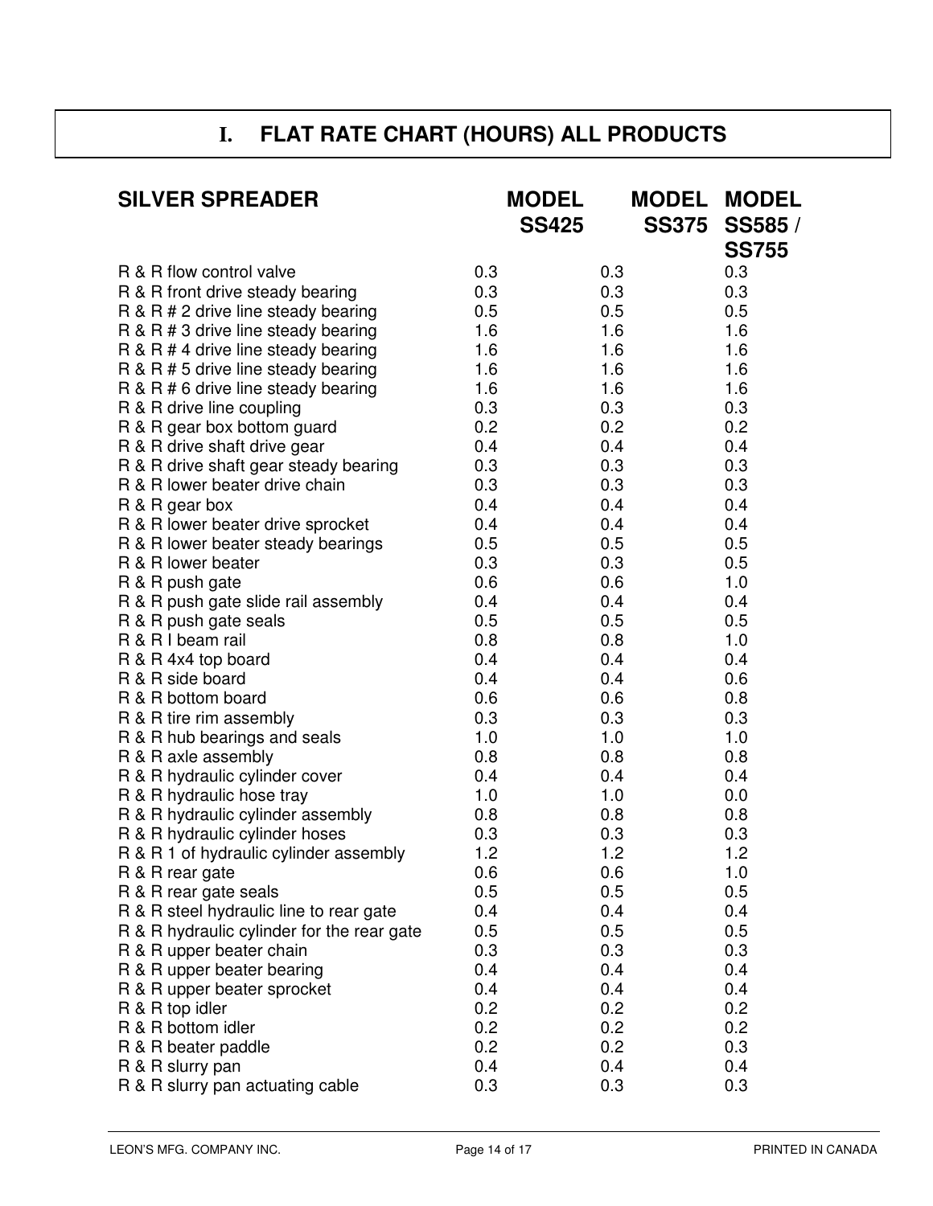# I. FLAT RATE CHART (HOURS) ALL PRODUCTS

| SILVER SPREADER | MODEL SS425 | MODEL SS375 | MODEL SS585 / SS755 |
|---|---|---|---|
| R & R flow control valve | 0.3 | 0.3 | 0.3 |
| R & R front drive steady bearing | 0.3 | 0.3 | 0.3 |
| R & R # 2 drive line steady bearing | 0.5 | 0.5 | 0.5 |
| R & R # 3 drive line steady bearing | 1.6 | 1.6 | 1.6 |
| R & R # 4 drive line steady bearing | 1.6 | 1.6 | 1.6 |
| R & R # 5 drive line steady bearing | 1.6 | 1.6 | 1.6 |
| R & R # 6 drive line steady bearing | 1.6 | 1.6 | 1.6 |
| R & R drive line coupling | 0.3 | 0.3 | 0.3 |
| R & R gear box bottom guard | 0.2 | 0.2 | 0.2 |
| R & R drive shaft drive gear | 0.4 | 0.4 | 0.4 |
| R & R drive shaft gear steady bearing | 0.3 | 0.3 | 0.3 |
| R & R lower beater drive chain | 0.3 | 0.3 | 0.3 |
| R & R gear box | 0.4 | 0.4 | 0.4 |
| R & R lower beater drive sprocket | 0.4 | 0.4 | 0.4 |
| R & R lower beater steady bearings | 0.5 | 0.5 | 0.5 |
| R & R lower beater | 0.3 | 0.3 | 0.5 |
| R & R push gate | 0.6 | 0.6 | 1.0 |
| R & R push gate slide rail assembly | 0.4 | 0.4 | 0.4 |
| R & R push gate seals | 0.5 | 0.5 | 0.5 |
| R & R I beam rail | 0.8 | 0.8 | 1.0 |
| R & R 4x4 top board | 0.4 | 0.4 | 0.4 |
| R & R side board | 0.4 | 0.4 | 0.6 |
| R & R bottom board | 0.6 | 0.6 | 0.8 |
| R & R tire rim assembly | 0.3 | 0.3 | 0.3 |
| R & R hub bearings and seals | 1.0 | 1.0 | 1.0 |
| R & R axle assembly | 0.8 | 0.8 | 0.8 |
| R & R hydraulic cylinder cover | 0.4 | 0.4 | 0.4 |
| R & R hydraulic hose tray | 1.0 | 1.0 | 0.0 |
| R & R hydraulic cylinder assembly | 0.8 | 0.8 | 0.8 |
| R & R hydraulic cylinder hoses | 0.3 | 0.3 | 0.3 |
| R & R 1 of hydraulic cylinder assembly | 1.2 | 1.2 | 1.2 |
| R & R rear gate | 0.6 | 0.6 | 1.0 |
| R & R rear gate seals | 0.5 | 0.5 | 0.5 |
| R & R steel hydraulic line to rear gate | 0.4 | 0.4 | 0.4 |
| R & R hydraulic cylinder for the rear gate | 0.5 | 0.5 | 0.5 |
| R & R upper beater chain | 0.3 | 0.3 | 0.3 |
| R & R upper beater bearing | 0.4 | 0.4 | 0.4 |
| R & R upper beater sprocket | 0.4 | 0.4 | 0.4 |
| R & R top idler | 0.2 | 0.2 | 0.2 |
| R & R bottom idler | 0.2 | 0.2 | 0.2 |
| R & R beater paddle | 0.2 | 0.2 | 0.3 |
| R & R slurry pan | 0.4 | 0.4 | 0.4 |
| R & R slurry pan actuating cable | 0.3 | 0.3 | 0.3 |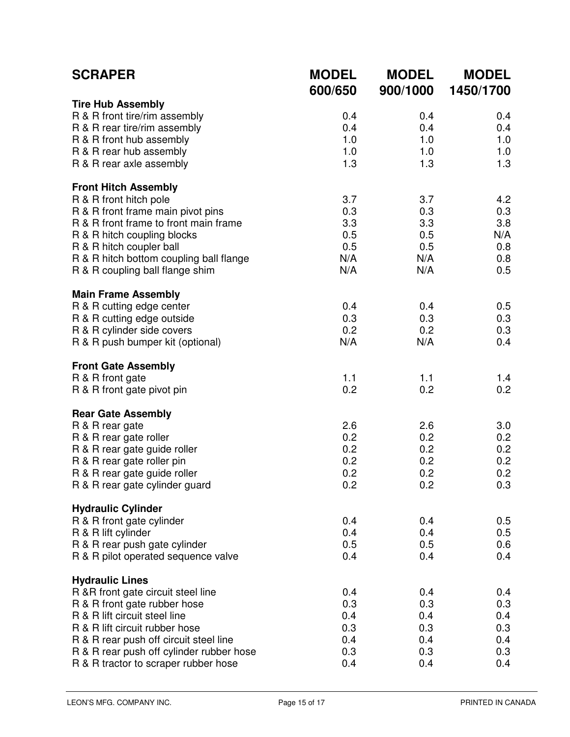| SCRAPER | MODEL 600/650 | MODEL 900/1000 | MODEL 1450/1700 |
|---|---|---|---|
| **Tire Hub Assembly** | | | |
| R & R front tire/rim assembly | 0.4 | 0.4 | 0.4 |
| R & R rear tire/rim assembly | 0.4 | 0.4 | 0.4 |
| R & R front hub assembly | 1.0 | 1.0 | 1.0 |
| R & R rear hub assembly | 1.0 | 1.0 | 1.0 |
| R & R rear axle assembly | 1.3 | 1.3 | 1.3 |
| **Front Hitch Assembly** | | | |
| R & R front hitch pole | 3.7 | 3.7 | 4.2 |
| R & R front frame main pivot pins | 0.3 | 0.3 | 0.3 |
| R & R front frame to front main frame | 3.3 | 3.3 | 3.8 |
| R & R hitch coupling blocks | 0.5 | 0.5 | N/A |
| R & R hitch coupler ball | 0.5 | 0.5 | 0.8 |
| R & R hitch bottom coupling ball flange | N/A | N/A | 0.8 |
| R & R coupling ball flange shim | N/A | N/A | 0.5 |
| **Main Frame Assembly** | | | |
| R & R cutting edge center | 0.4 | 0.4 | 0.5 |
| R & R cutting edge outside | 0.3 | 0.3 | 0.3 |
| R & R cylinder side covers | 0.2 | 0.2 | 0.3 |
| R & R push bumper kit (optional) | N/A | N/A | 0.4 |
| **Front Gate Assembly** | | | |
| R & R front gate | 1.1 | 1.1 | 1.4 |
| R & R front gate pivot pin | 0.2 | 0.2 | 0.2 |
| **Rear Gate Assembly** | | | |
| R & R rear gate | 2.6 | 2.6 | 3.0 |
| R & R rear gate roller | 0.2 | 0.2 | 0.2 |
| R & R rear gate guide roller | 0.2 | 0.2 | 0.2 |
| R & R rear gate roller pin | 0.2 | 0.2 | 0.2 |
| R & R rear gate guide roller | 0.2 | 0.2 | 0.2 |
| R & R rear gate cylinder guard | 0.2 | 0.2 | 0.3 |
| **Hydraulic Cylinder** | | | |
| R & R front gate cylinder | 0.4 | 0.4 | 0.5 |
| R & R lift cylinder | 0.4 | 0.4 | 0.5 |
| R & R rear push gate cylinder | 0.5 | 0.5 | 0.6 |
| R & R pilot operated sequence valve | 0.4 | 0.4 | 0.4 |
| **Hydraulic Lines** | | | |
| R &R front gate circuit steel line | 0.4 | 0.4 | 0.4 |
| R & R front gate rubber hose | 0.3 | 0.3 | 0.3 |
| R & R lift circuit steel line | 0.4 | 0.4 | 0.4 |
| R & R lift circuit rubber hose | 0.3 | 0.3 | 0.3 |
| R & R rear push off circuit steel line | 0.4 | 0.4 | 0.4 |
| R & R rear push off cylinder rubber hose | 0.3 | 0.3 | 0.3 |
| R & R tractor to scraper rubber hose | 0.4 | 0.4 | 0.4 |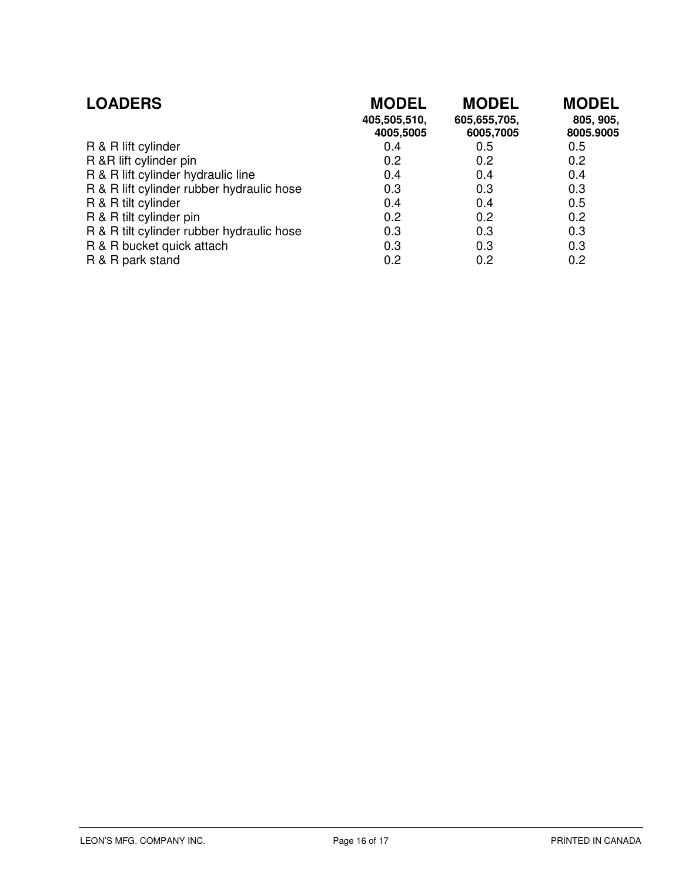| LOADERS | MODEL 405,505,510, 4005,5005 | MODEL 605,655,705, 6005,7005 | MODEL 805, 905, 8005.9005 |
|---|---|---|---|
| R & R lift cylinder | 0.4 | 0.5 | 0.5 |
| R &R lift cylinder pin | 0.2 | 0.2 | 0.2 |
| R & R lift cylinder hydraulic line | 0.4 | 0.4 | 0.4 |
| R & R lift cylinder rubber hydraulic hose | 0.3 | 0.3 | 0.3 |
| R & R tilt cylinder | 0.4 | 0.4 | 0.5 |
| R & R tilt cylinder pin | 0.2 | 0.2 | 0.2 |
| R & R tilt cylinder rubber hydraulic hose | 0.3 | 0.3 | 0.3 |
| R & R bucket quick attach | 0.3 | 0.3 | 0.3 |
| R & R park stand | 0.2 | 0.2 | 0.2 |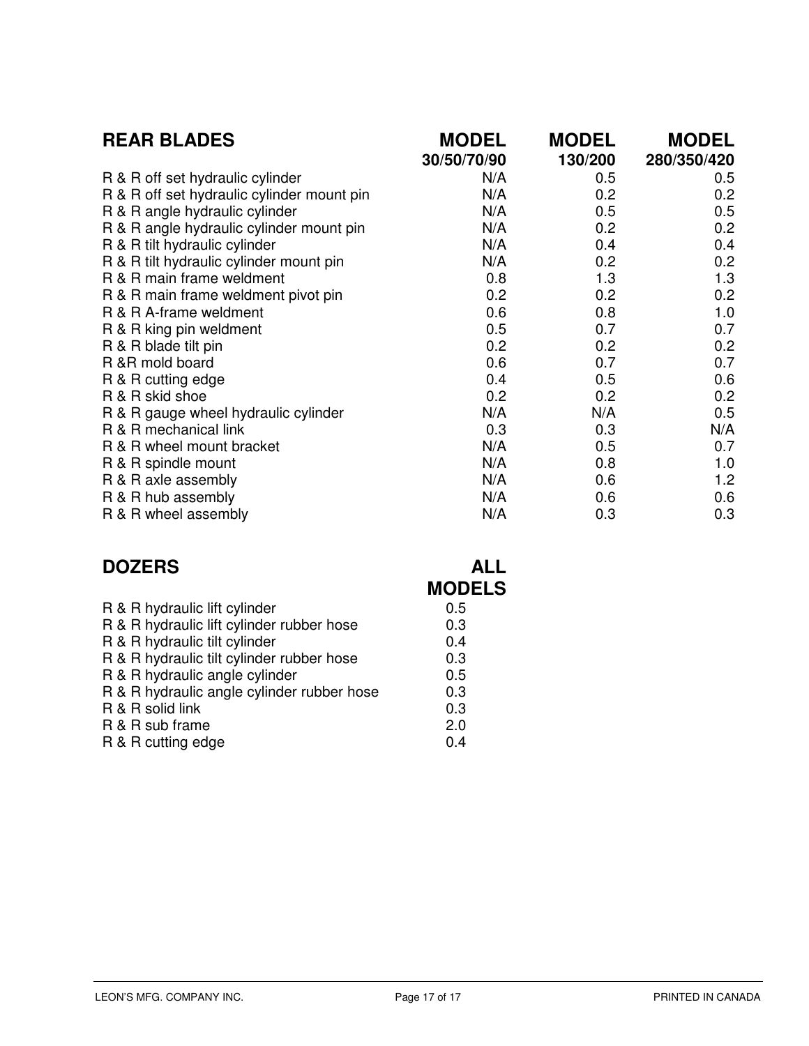## REAR BLADES

| REAR BLADES | MODEL 30/50/70/90 | MODEL 130/200 | MODEL 280/350/420 |
|---|---|---|---|
| R & R off set hydraulic cylinder | N/A | 0.5 | 0.5 |
| R & R off set hydraulic cylinder mount pin | N/A | 0.2 | 0.2 |
| R & R angle hydraulic cylinder | N/A | 0.5 | 0.5 |
| R & R angle hydraulic cylinder mount pin | N/A | 0.2 | 0.2 |
| R & R tilt hydraulic cylinder | N/A | 0.4 | 0.4 |
| R & R tilt hydraulic cylinder mount pin | N/A | 0.2 | 0.2 |
| R & R main frame weldment | 0.8 | 1.3 | 1.3 |
| R & R main frame weldment pivot pin | 0.2 | 0.2 | 0.2 |
| R & R A-frame weldment | 0.6 | 0.8 | 1.0 |
| R & R king pin weldment | 0.5 | 0.7 | 0.7 |
| R & R blade tilt pin | 0.2 | 0.2 | 0.2 |
| R &R mold board | 0.6 | 0.7 | 0.7 |
| R & R cutting edge | 0.4 | 0.5 | 0.6 |
| R & R skid shoe | 0.2 | 0.2 | 0.2 |
| R & R gauge wheel hydraulic cylinder | N/A | N/A | 0.5 |
| R & R mechanical link | 0.3 | 0.3 | N/A |
| R & R wheel mount bracket | N/A | 0.5 | 0.7 |
| R & R spindle mount | N/A | 0.8 | 1.0 |
| R & R axle assembly | N/A | 0.6 | 1.2 |
| R & R hub assembly | N/A | 0.6 | 0.6 |
| R & R wheel assembly | N/A | 0.3 | 0.3 |

## DOZERS

| DOZERS | ALL MODELS |
|---|---|
| R & R hydraulic lift cylinder | 0.5 |
| R & R hydraulic lift cylinder rubber hose | 0.3 |
| R & R hydraulic tilt cylinder | 0.4 |
| R & R hydraulic tilt cylinder rubber hose | 0.3 |
| R & R hydraulic angle cylinder | 0.5 |
| R & R hydraulic angle cylinder rubber hose | 0.3 |
| R & R solid link | 0.3 |
| R & R sub frame | 2.0 |
| R & R cutting edge | 0.4 |